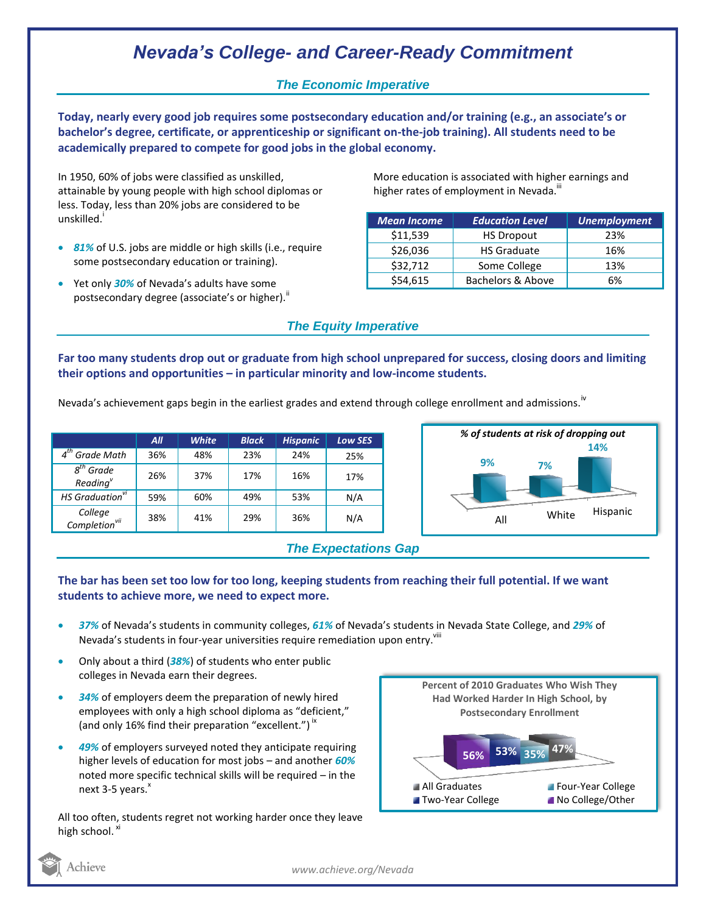# Nevada's College- and Career-Ready Commitment

## The Economic Imperative

**Today, nearly every good job requires some postsecondary education and/or training (e.g., an associate's or bachelor's degree, certificate, or apprenticeship or significant on-the-job training). All students need to be academically prepared to compete for good jobs in the global economy.**

In 1950, 60% of jobs were classified as unskilled, attainable by young people with high school diplomas or less. Today, less than 20% jobs are considered to be unskilled.[i]

- ***81%*** of U.S. jobs are middle or high skills (i.e., require some postsecondary education or training).
- Yet only ***30%*** of Nevada's adults have some postsecondary degree (associate's or higher).[ii]

More education is associated with higher earnings and higher rates of employment in Nevada.[iii]

| Mean Income | Education Level | Unemployment |
|---|---|---|
| $11,539 | HS Dropout | 23% |
| $26,036 | HS Graduate | 16% |
| $32,712 | Some College | 13% |
| $54,615 | Bachelors & Above | 6% |

## The Equity Imperative

**Far too many students drop out or graduate from high school unprepared for success, closing doors and limiting their options and opportunities – in particular minority and low-income students.**

Nevada's achievement gaps begin in the earliest grades and extend through college enrollment and admissions.[iv]

| | All | White | Black | Hispanic | Low SES |
|---|---|---|---|---|---|
| 4th Grade Math | 36% | 48% | 23% | 24% | 25% |
| 8th Grade Reading[v] | 26% | 37% | 17% | 16% | 17% |
| HS Graduation[vi] | 59% | 60% | 49% | 53% | N/A |
| College Completion[vii] | 38% | 41% | 29% | 36% | N/A |

*% of students at risk of dropping out*

| All | White | Hispanic |
|---|---|---|
| 9% | 7% | 14% |

## The Expectations Gap

**The bar has been set too low for too long, keeping students from reaching their full potential. If we want students to achieve more, we need to expect more.**

- ***37%*** of Nevada's students in community colleges, ***61%*** of Nevada's students in Nevada State College, and ***29%*** of Nevada's students in four-year universities require remediation upon entry.[viii]
- Only about a third (***38%***) of students who enter public colleges in Nevada earn their degrees.
- ***34%*** of employers deem the preparation of newly hired employees with only a high school diploma as "deficient," (and only 16% find their preparation "excellent.")[ix]
- ***49%*** of employers surveyed noted they anticipate requiring higher levels of education for most jobs – and another ***60%*** noted more specific technical skills will be required – in the next 3-5 years.[x]

All too often, students regret not working harder once they leave high school.[xi]

**Percent of 2010 Graduates Who Wish They Had Worked Harder In High School, by Postsecondary Enrollment**

| No College/Other | Two-Year College | Four-Year College | All Graduates |
|---|---|---|---|
| 56% | 53% | 35% | 47% |

www.achieve.org/Nevada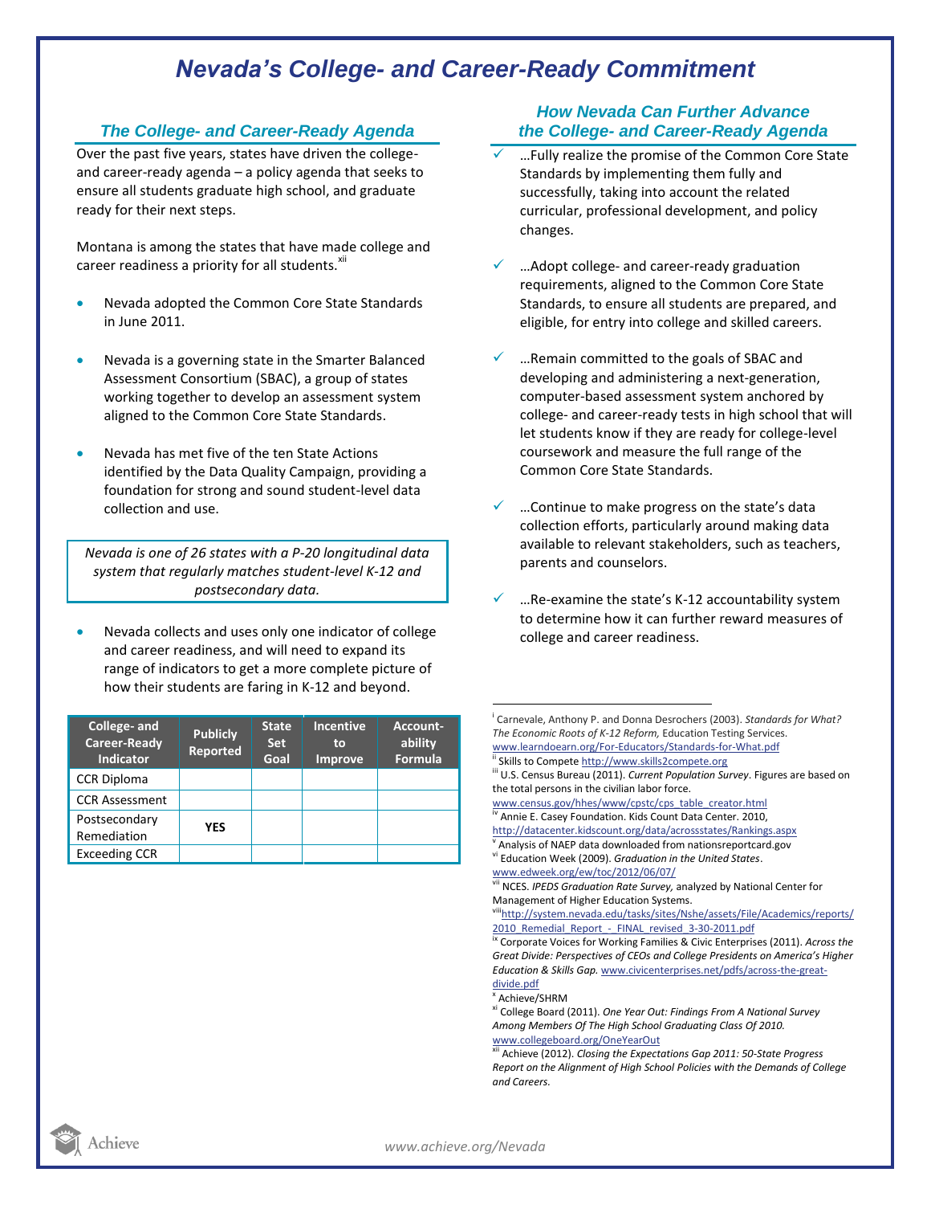# Nevada's College- and Career-Ready Commitment

## The College- and Career-Ready Agenda

Over the past five years, states have driven the college- and career-ready agenda – a policy agenda that seeks to ensure all students graduate high school, and graduate ready for their next steps.

Montana is among the states that have made college and career readiness a priority for all students.[xii]

- Nevada adopted the Common Core State Standards in June 2011.
- Nevada is a governing state in the Smarter Balanced Assessment Consortium (SBAC), a group of states working together to develop an assessment system aligned to the Common Core State Standards.
- Nevada has met five of the ten State Actions identified by the Data Quality Campaign, providing a foundation for strong and sound student-level data collection and use.

*Nevada is one of 26 states with a P-20 longitudinal data system that regularly matches student-level K-12 and postsecondary data.*

- Nevada collects and uses only one indicator of college and career readiness, and will need to expand its range of indicators to get a more complete picture of how their students are faring in K-12 and beyond.

| College- and Career-Ready Indicator | Publicly Reported | State Set Goal | Incentive to Improve | Account-ability Formula |
|---|---|---|---|---|
| CCR Diploma | | | | |
| CCR Assessment | | | | |
| Postsecondary Remediation | **YES** | | | |
| Exceeding CCR | | | | |

## How Nevada Can Further Advance the College- and Career-Ready Agenda

- ✓ …Fully realize the promise of the Common Core State Standards by implementing them fully and successfully, taking into account the related curricular, professional development, and policy changes.
- ✓ …Adopt college- and career-ready graduation requirements, aligned to the Common Core State Standards, to ensure all students are prepared, and eligible, for entry into college and skilled careers.
- ✓ …Remain committed to the goals of SBAC and developing and administering a next-generation, computer-based assessment system anchored by college- and career-ready tests in high school that will let students know if they are ready for college-level coursework and measure the full range of the Common Core State Standards.
- ✓ …Continue to make progress on the state's data collection efforts, particularly around making data available to relevant stakeholders, such as teachers, parents and counselors.
- ✓ …Re-examine the state's K-12 accountability system to determine how it can further reward measures of college and career readiness.

---

[i] Carnevale, Anthony P. and Donna Desrochers (2003). *Standards for What? The Economic Roots of K-12 Reform,* Education Testing Services. www.learndoearn.org/For-Educators/Standards-for-What.pdf

[ii] Skills to Compete http://www.skills2compete.org

[iii] U.S. Census Bureau (2011). *Current Population Survey*. Figures are based on the total persons in the civilian labor force. www.census.gov/hhes/www/cpstc/cps_table_creator.html

[iv] Annie E. Casey Foundation. Kids Count Data Center. 2010, http://datacenter.kidscount.org/data/acrossstates/Rankings.aspx

[v] Analysis of NAEP data downloaded from nationsreportcard.gov

[vi] Education Week (2009). *Graduation in the United States*. www.edweek.org/ew/toc/2012/06/07/

[vii] NCES. *IPEDS Graduation Rate Survey,* analyzed by National Center for Management of Higher Education Systems.

[viii] http://system.nevada.edu/tasks/sites/Nshe/assets/File/Academics/reports/2010_Remedial_Report_-_FINAL_revised_3-30-2011.pdf

[ix] Corporate Voices for Working Families & Civic Enterprises (2011). *Across the Great Divide: Perspectives of CEOs and College Presidents on America's Higher Education & Skills Gap.* www.civicenterprises.net/pdfs/across-the-great-divide.pdf

[x] Achieve/SHRM

[xi] College Board (2011). *One Year Out: Findings From A National Survey Among Members Of The High School Graduating Class Of 2010.* www.collegeboard.org/OneYearOut

[xii] Achieve (2012). *Closing the Expectations Gap 2011: 50-State Progress Report on the Alignment of High School Policies with the Demands of College and Careers.*

www.achieve.org/Nevada